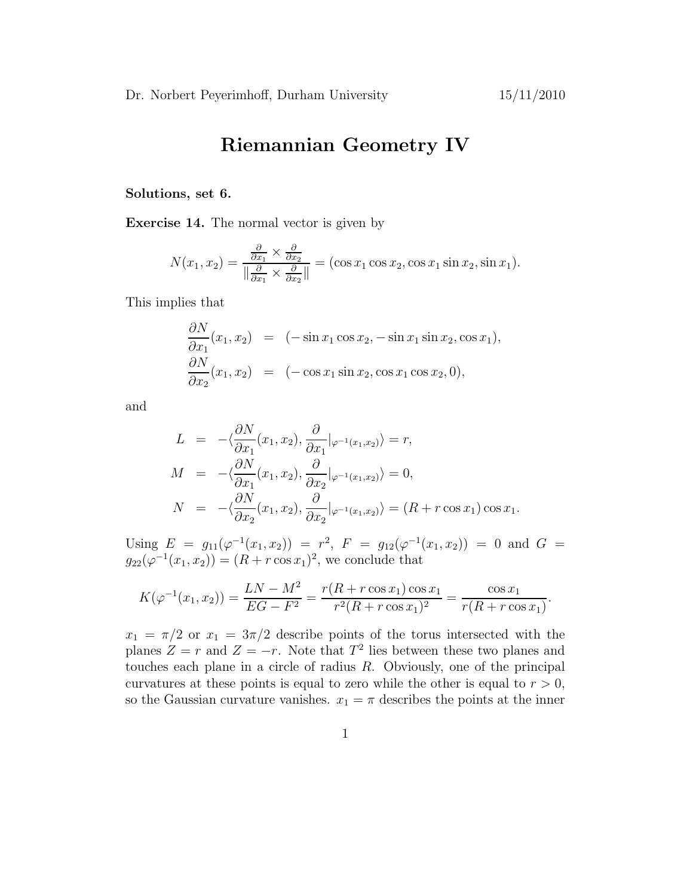Dr. Norbert Peyerimhoff, Durham University 15/11/2010

# Riemannian Geometry IV

**Solutions, set 6.**

**Exercise 14.** The normal vector is given by

$$N(x_1, x_2) = \frac{\frac{\partial}{\partial x_1} \times \frac{\partial}{\partial x_2}}{\| \frac{\partial}{\partial x_1} \times \frac{\partial}{\partial x_2} \|} = (\cos x_1 \cos x_2, \cos x_1 \sin x_2, \sin x_1).$$

This implies that

$$\begin{aligned}
\frac{\partial N}{\partial x_1}(x_1, x_2) &= (-\sin x_1 \cos x_2, -\sin x_1 \sin x_2, \cos x_1), \\
\frac{\partial N}{\partial x_2}(x_1, x_2) &= (-\cos x_1 \sin x_2, \cos x_1 \cos x_2, 0),
\end{aligned}$$

and

$$\begin{aligned}
L &= -\langle \frac{\partial N}{\partial x_1}(x_1, x_2), \frac{\partial}{\partial x_1}|_{\varphi^{-1}(x_1, x_2)} \rangle = r, \\
M &= -\langle \frac{\partial N}{\partial x_1}(x_1, x_2), \frac{\partial}{\partial x_2}|_{\varphi^{-1}(x_1, x_2)} \rangle = 0, \\
N &= -\langle \frac{\partial N}{\partial x_2}(x_1, x_2), \frac{\partial}{\partial x_2}|_{\varphi^{-1}(x_1, x_2)} \rangle = (R + r \cos x_1) \cos x_1.
\end{aligned}$$

Using $E = g_{11}(\varphi^{-1}(x_1, x_2)) = r^2$, $F = g_{12}(\varphi^{-1}(x_1, x_2)) = 0$ and $G = g_{22}(\varphi^{-1}(x_1, x_2)) = (R + r \cos x_1)^2$, we conclude that

$$K(\varphi^{-1}(x_1, x_2)) = \frac{LN - M^2}{EG - F^2} = \frac{r(R + r \cos x_1) \cos x_1}{r^2 (R + r \cos x_1)^2} = \frac{\cos x_1}{r(R + r \cos x_1)}.$$

$x_1 = \pi/2$ or $x_1 = 3\pi/2$ describe points of the torus intersected with the planes $Z = r$ and $Z = -r$. Note that $T^2$ lies between these two planes and touches each plane in a circle of radius $R$. Obviously, one of the principal curvatures at these points is equal to zero while the other is equal to $r > 0$, so the Gaussian curvature vanishes. $x_1 = \pi$ describes the points at the inner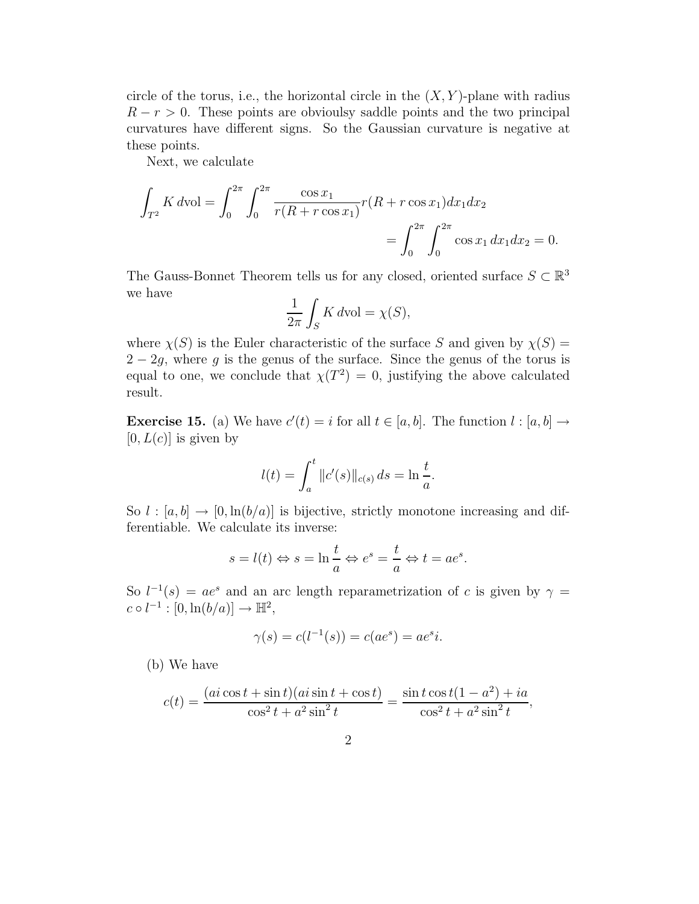circle of the torus, i.e., the horizontal circle in the $(X, Y)$-plane with radius $R - r > 0$. These points are obvioulsy saddle points and the two principal curvatures have different signs. So the Gaussian curvature is negative at these points.

Next, we calculate

$$\int_{T^2} K \, d\text{vol} = \int_0^{2\pi} \int_0^{2\pi} \frac{\cos x_1}{r(R + r\cos x_1)} r(R + r\cos x_1) dx_1 dx_2$$
$$= \int_0^{2\pi} \int_0^{2\pi} \cos x_1 \, dx_1 dx_2 = 0.$$

The Gauss-Bonnet Theorem tells us for any closed, oriented surface $S \subset \mathbb{R}^3$ we have

$$\frac{1}{2\pi} \int_S K \, d\text{vol} = \chi(S),$$

where $\chi(S)$ is the Euler characteristic of the surface $S$ and given by $\chi(S) = 2 - 2g$, where $g$ is the genus of the surface. Since the genus of the torus is equal to one, we conclude that $\chi(T^2) = 0$, justifying the above calculated result.

**Exercise 15.** (a) We have $c'(t) = i$ for all $t \in [a, b]$. The function $l : [a, b] \to [0, L(c)]$ is given by

$$l(t) = \int_a^t \|c'(s)\|_{c(s)} \, ds = \ln \frac{t}{a}.$$

So $l : [a, b] \to [0, \ln(b/a)]$ is bijective, strictly monotone increasing and differentiable. We calculate its inverse:

$$s = l(t) \Leftrightarrow s = \ln \frac{t}{a} \Leftrightarrow e^s = \frac{t}{a} \Leftrightarrow t = ae^s.$$

So $l^{-1}(s) = ae^s$ and an arc length reparametrization of $c$ is given by $\gamma = c \circ l^{-1} : [0, \ln(b/a)] \to \mathbb{H}^2$,

$$\gamma(s) = c(l^{-1}(s)) = c(ae^s) = ae^s i.$$

(b) We have

$$c(t) = \frac{(ai\cos t + \sin t)(ai \sin t + \cos t)}{\cos^2 t + a^2 \sin^2 t} = \frac{\sin t \cos t(1 - a^2) + ia}{\cos^2 t + a^2 \sin^2 t},$$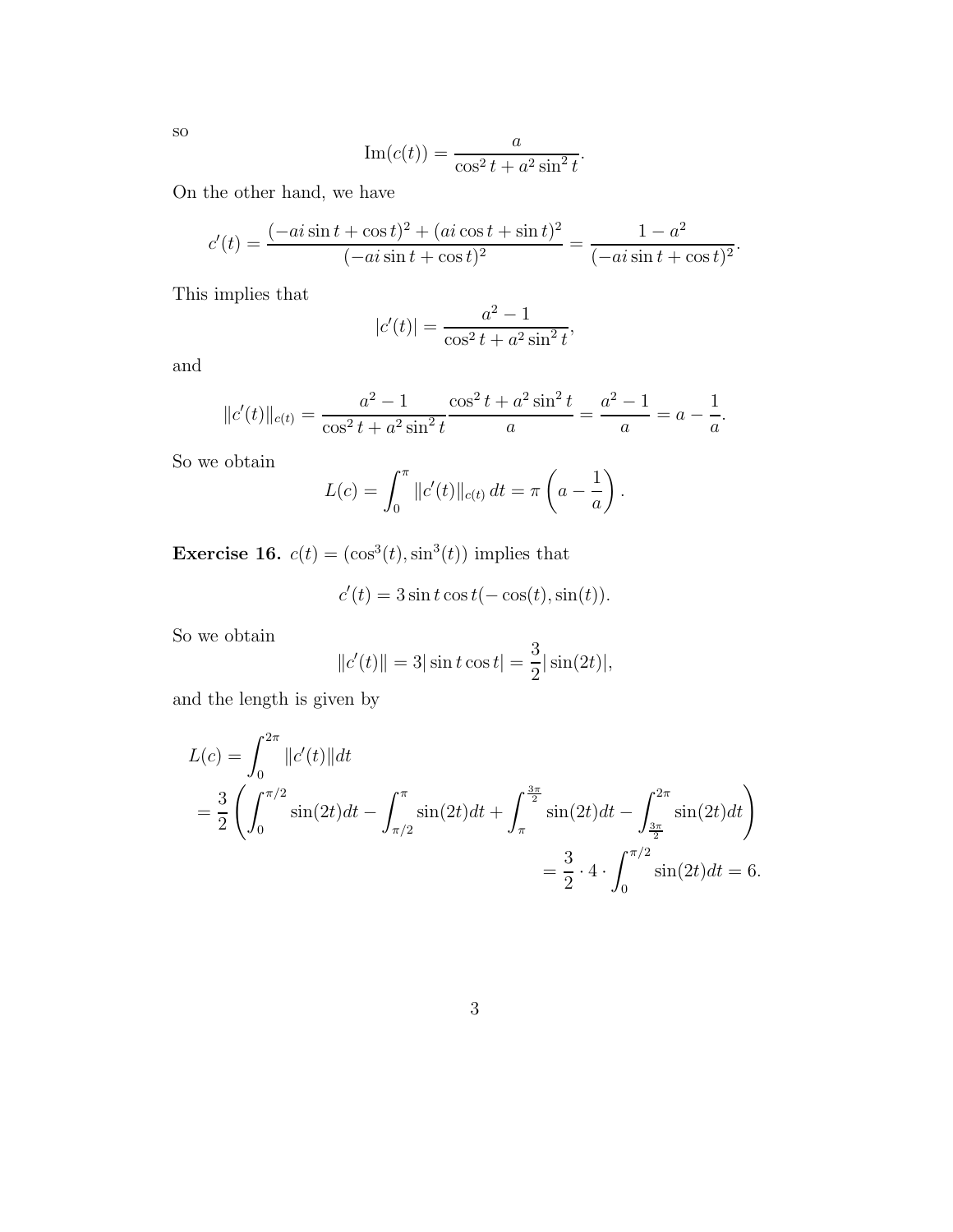so

$$\text{Im}(c(t)) = \frac{a}{\cos^2 t + a^2 \sin^2 t}.$$

On the other hand, we have

$$c'(t) = \frac{(-ai \sin t + \cos t)^2 + (ai \cos t + \sin t)^2}{(-ai \sin t + \cos t)^2} = \frac{1 - a^2}{(-ai \sin t + \cos t)^2}.$$

This implies that

$$|c'(t)| = \frac{a^2 - 1}{\cos^2 t + a^2 \sin^2 t},$$

and

$$\|c'(t)\|_{c(t)} = \frac{a^2 - 1}{\cos^2 t + a^2 \sin^2 t} \frac{\cos^2 t + a^2 \sin^2 t}{a} = \frac{a^2 - 1}{a} = a - \frac{1}{a}.$$

So we obtain

$$L(c) = \int_0^\pi \|c'(t)\|_{c(t)} \, dt = \pi \left( a - \frac{1}{a} \right).$$

**Exercise 16.** $c(t) = (\cos^3(t), \sin^3(t))$ implies that

$$c'(t) = 3 \sin t \cos t (-\cos(t), \sin(t)).$$

So we obtain

$$\|c'(t)\| = 3|\sin t \cos t| = \frac{3}{2}|\sin(2t)|,$$

and the length is given by

$$\begin{aligned}
L(c) &= \int_0^{2\pi} \|c'(t)\| dt \\
&= \frac{3}{2} \left( \int_0^{\pi/2} \sin(2t) dt - \int_{\pi/2}^{\pi} \sin(2t) dt + \int_{\pi}^{\frac{3\pi}{2}} \sin(2t) dt - \int_{\frac{3\pi}{2}}^{2\pi} \sin(2t) dt \right) \\
&= \frac{3}{2} \cdot 4 \cdot \int_0^{\pi/2} \sin(2t) dt = 6.
\end{aligned}$$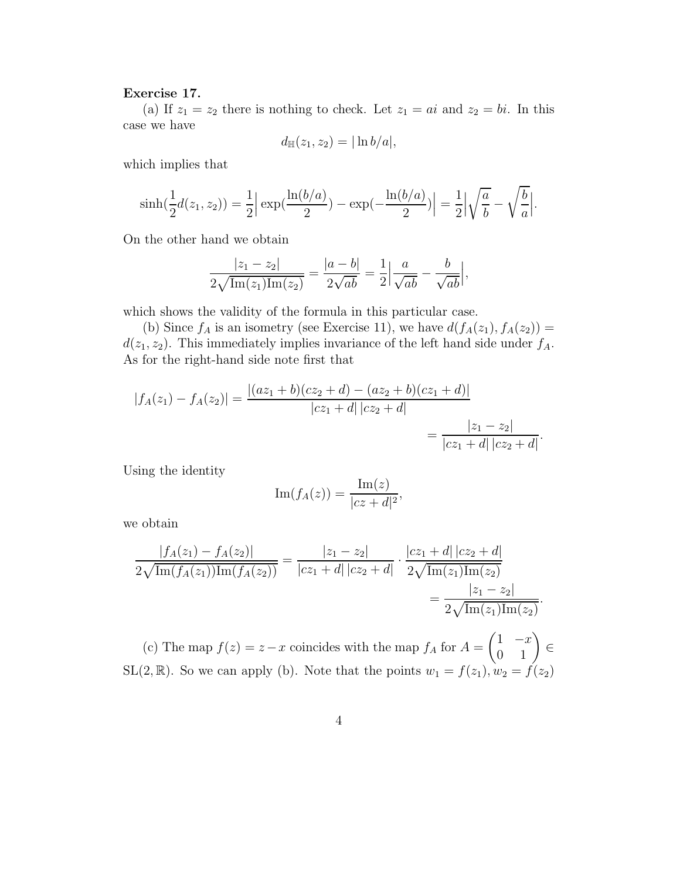**Exercise 17.**

(a) If $z_1 = z_2$ there is nothing to check. Let $z_1 = ai$ and $z_2 = bi$. In this case we have

$$d_{\mathbb{H}}(z_1, z_2) = |\ln b/a|,$$

which implies that

$$\sinh(\frac{1}{2}d(z_1, z_2)) = \frac{1}{2}\Big|\exp(\frac{\ln(b/a)}{2}) - \exp(-\frac{\ln(b/a)}{2})\Big| = \frac{1}{2}\Big|\sqrt{\frac{a}{b}} - \sqrt{\frac{b}{a}}\Big|.$$

On the other hand we obtain

$$\frac{|z_1 - z_2|}{2\sqrt{\mathrm{Im}(z_1)\mathrm{Im}(z_2)}} = \frac{|a-b|}{2\sqrt{ab}} = \frac{1}{2}\Big|\frac{a}{\sqrt{ab}} - \frac{b}{\sqrt{ab}}\Big|,$$

which shows the validity of the formula in this particular case.

(b) Since $f_A$ is an isometry (see Exercise 11), we have $d(f_A(z_1), f_A(z_2)) = d(z_1, z_2)$. This immediately implies invariance of the left hand side under $f_A$. As for the right-hand side note first that

$$|f_A(z_1) - f_A(z_2)| = \frac{|(az_1 + b)(cz_2 + d) - (az_2 + b)(cz_1 + d)|}{|cz_1 + d|\,|cz_2 + d|} = \frac{|z_1 - z_2|}{|cz_1 + d|\,|cz_2 + d|}.$$

Using the identity

$$\mathrm{Im}(f_A(z)) = \frac{\mathrm{Im}(z)}{|cz + d|^2},$$

we obtain

$$\frac{|f_A(z_1) - f_A(z_2)|}{2\sqrt{\mathrm{Im}(f_A(z_1))\mathrm{Im}(f_A(z_2))}} = \frac{|z_1 - z_2|}{|cz_1 + d|\,|cz_2 + d|} \cdot \frac{|cz_1 + d|\,|cz_2 + d|}{2\sqrt{\mathrm{Im}(z_1)\mathrm{Im}(z_2)}} = \frac{|z_1 - z_2|}{2\sqrt{\mathrm{Im}(z_1)\mathrm{Im}(z_2)}}.$$

(c) The map $f(z) = z - x$ coincides with the map $f_A$ for $A = \begin{pmatrix} 1 & -x \\ 0 & 1 \end{pmatrix} \in \mathrm{SL}(2, \mathbb{R})$. So we can apply (b). Note that the points $w_1 = f(z_1), w_2 = f(z_2)$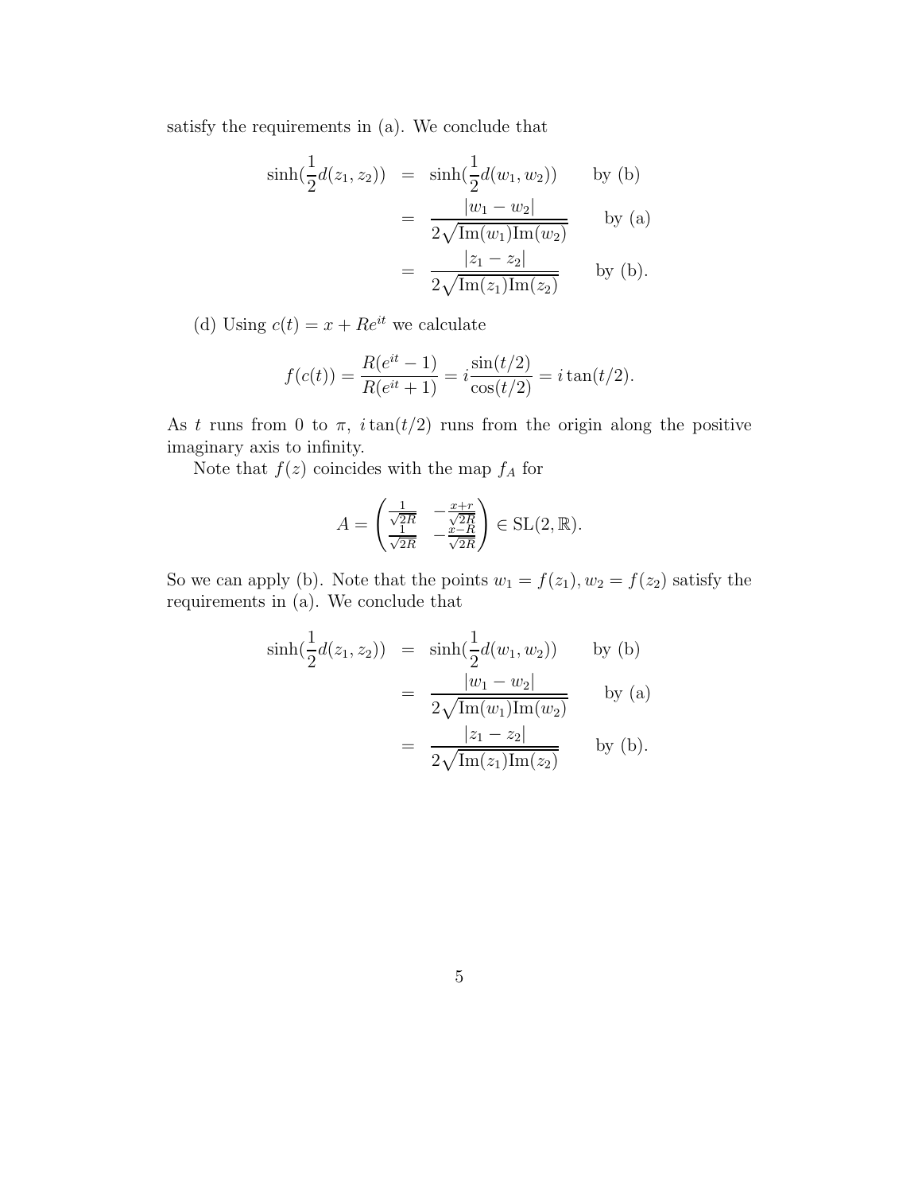satisfy the requirements in (a). We conclude that

$$
\begin{aligned}
\sinh(\frac{1}{2}d(z_1, z_2)) &= \sinh(\frac{1}{2}d(w_1, w_2)) && \text{by (b)} \\
&= \frac{|w_1 - w_2|}{2\sqrt{\operatorname{Im}(w_1)\operatorname{Im}(w_2)}} && \text{by (a)} \\
&= \frac{|z_1 - z_2|}{2\sqrt{\operatorname{Im}(z_1)\operatorname{Im}(z_2)}} && \text{by (b).}
\end{aligned}
$$

(d) Using $c(t) = x + Re^{it}$ we calculate

$$
f(c(t)) = \frac{R(e^{it} - 1)}{R(e^{it} + 1)} = i\frac{\sin(t/2)}{\cos(t/2)} = i\tan(t/2).
$$

As $t$ runs from 0 to $\pi$, $i\tan(t/2)$ runs from the origin along the positive imaginary axis to infinity.

Note that $f(z)$ coincides with the map $f_A$ for

$$
A = \begin{pmatrix} \frac{1}{\sqrt{2R}} & -\frac{x+r}{\sqrt{2R}} \\ \frac{1}{\sqrt{2R}} & -\frac{x-R}{\sqrt{2R}} \end{pmatrix} \in \mathrm{SL}(2, \mathbb{R}).
$$

So we can apply (b). Note that the points $w_1 = f(z_1), w_2 = f(z_2)$ satisfy the requirements in (a). We conclude that

$$
\begin{aligned}
\sinh(\frac{1}{2}d(z_1, z_2)) &= \sinh(\frac{1}{2}d(w_1, w_2)) && \text{by (b)} \\
&= \frac{|w_1 - w_2|}{2\sqrt{\operatorname{Im}(w_1)\operatorname{Im}(w_2)}} && \text{by (a)} \\
&= \frac{|z_1 - z_2|}{2\sqrt{\operatorname{Im}(z_1)\operatorname{Im}(z_2)}} && \text{by (b).}
\end{aligned}
$$